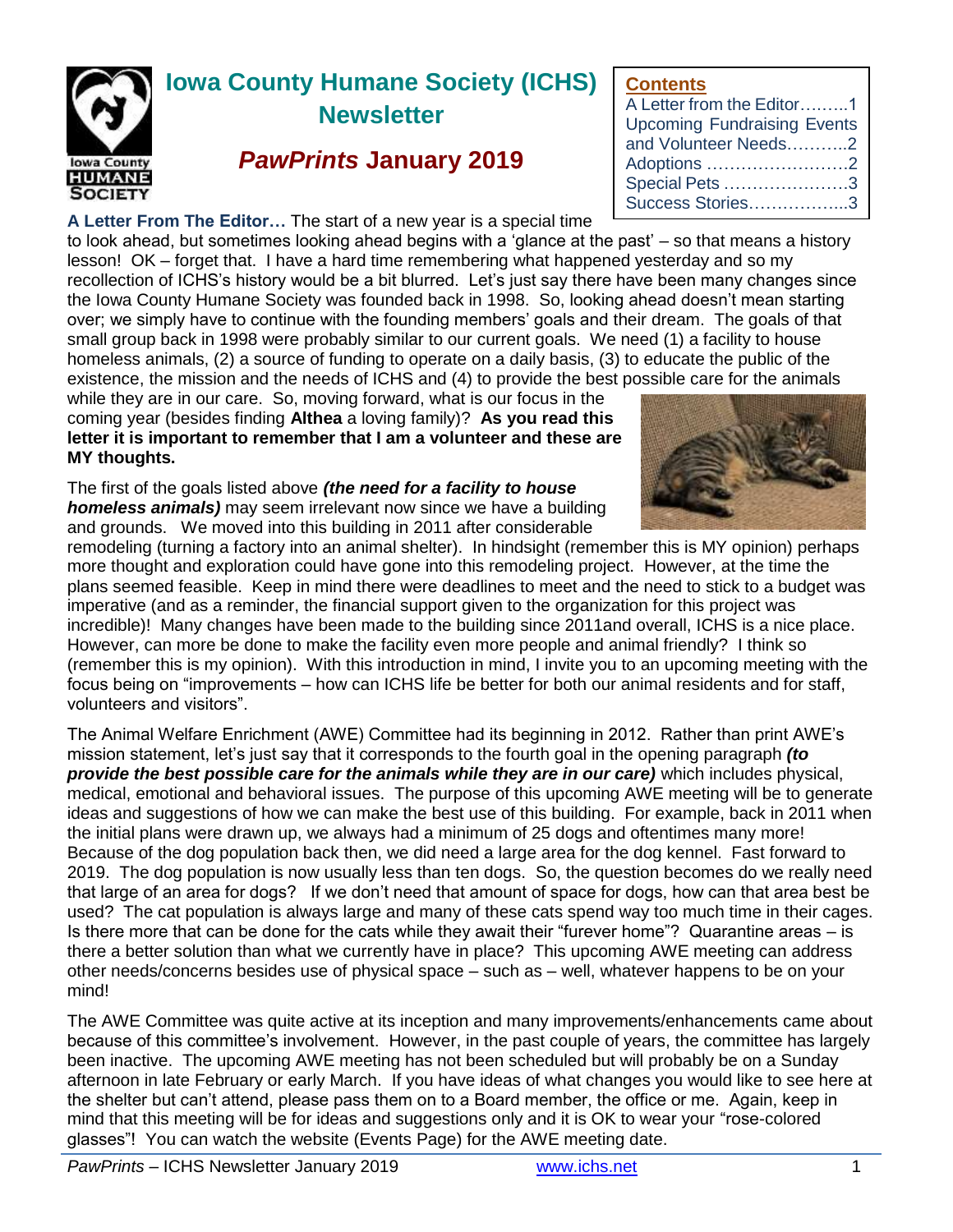# Iowa County Humane Society (ICHS) Newsletter

## *PawPrints* January 2019

**Contents**

- A Letter from the Editor.........1
- Upcoming Fundraising Events and Volunteer Needs...........2
- Adoptions .........................2
- Special Pets ......................3
- Success Stories..................3

**A Letter From The Editor…** The start of a new year is a special time to look ahead, but sometimes looking ahead begins with a 'glance at the past' – so that means a history lesson! OK – forget that. I have a hard time remembering what happened yesterday and so my recollection of ICHS's history would be a bit blurred. Let's just say there have been many changes since the Iowa County Humane Society was founded back in 1998. So, looking ahead doesn't mean starting over; we simply have to continue with the founding members' goals and their dream. The goals of that small group back in 1998 were probably similar to our current goals. We need (1) a facility to house homeless animals, (2) a source of funding to operate on a daily basis, (3) to educate the public of the existence, the mission and the needs of ICHS and (4) to provide the best possible care for the animals while they are in our care. So, moving forward, what is our focus in the coming year (besides finding **Althea** a loving family)? **As you read this letter it is important to remember that I am a volunteer and these are MY thoughts.**

The first of the goals listed above ***(the need for a facility to house homeless animals)*** may seem irrelevant now since we have a building and grounds. We moved into this building in 2011 after considerable remodeling (turning a factory into an animal shelter). In hindsight (remember this is MY opinion) perhaps more thought and exploration could have gone into this remodeling project. However, at the time the plans seemed feasible. Keep in mind there were deadlines to meet and the need to stick to a budget was imperative (and as a reminder, the financial support given to the organization for this project was incredible)! Many changes have been made to the building since 2011and overall, ICHS is a nice place. However, can more be done to make the facility even more people and animal friendly? I think so (remember this is my opinion). With this introduction in mind, I invite you to an upcoming meeting with the focus being on "improvements – how can ICHS life be better for both our animal residents and for staff, volunteers and visitors".

The Animal Welfare Enrichment (AWE) Committee had its beginning in 2012. Rather than print AWE's mission statement, let's just say that it corresponds to the fourth goal in the opening paragraph ***(to provide the best possible care for the animals while they are in our care)*** which includes physical, medical, emotional and behavioral issues. The purpose of this upcoming AWE meeting will be to generate ideas and suggestions of how we can make the best use of this building. For example, back in 2011 when the initial plans were drawn up, we always had a minimum of 25 dogs and oftentimes many more! Because of the dog population back then, we did need a large area for the dog kennel. Fast forward to 2019. The dog population is now usually less than ten dogs. So, the question becomes do we really need that large of an area for dogs? If we don't need that amount of space for dogs, how can that area best be used? The cat population is always large and many of these cats spend way too much time in their cages. Is there more that can be done for the cats while they await their "furever home"? Quarantine areas – is there a better solution than what we currently have in place? This upcoming AWE meeting can address other needs/concerns besides use of physical space – such as – well, whatever happens to be on your mind!

The AWE Committee was quite active at its inception and many improvements/enhancements came about because of this committee's involvement. However, in the past couple of years, the committee has largely been inactive. The upcoming AWE meeting has not been scheduled but will probably be on a Sunday afternoon in late February or early March. If you have ideas of what changes you would like to see here at the shelter but can't attend, please pass them on to a Board member, the office or me. Again, keep in mind that this meeting will be for ideas and suggestions only and it is OK to wear your "rose-colored glasses"! You can watch the website (Events Page) for the AWE meeting date.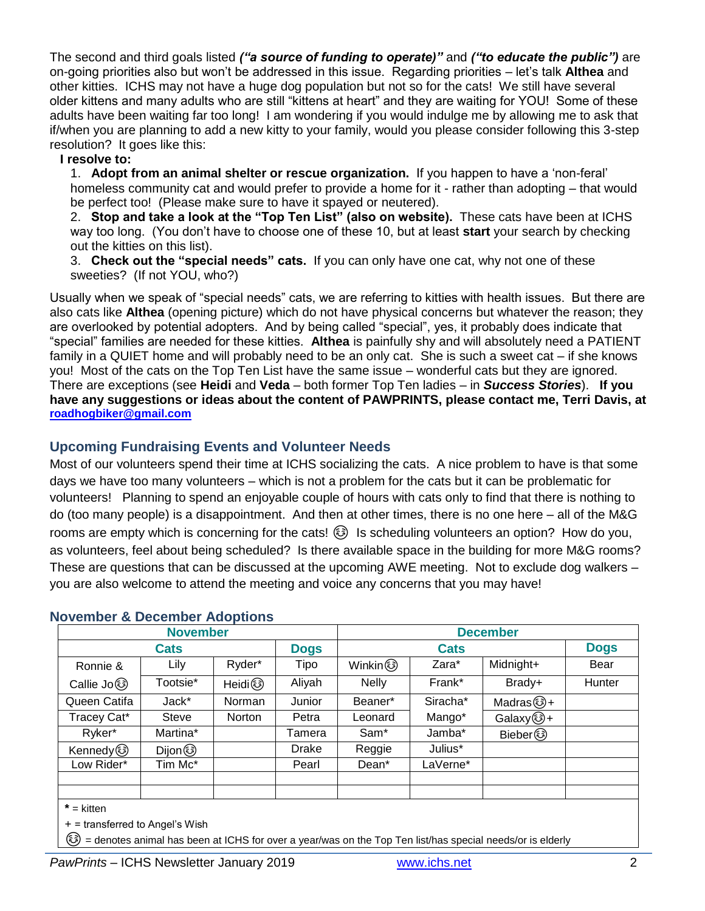The second and third goals listed ***("a source of funding to operate")*** and ***("to educate the public")*** are on-going priorities also but won't be addressed in this issue. Regarding priorities – let's talk **Althea** and other kitties. ICHS may not have a huge dog population but not so for the cats! We still have several older kittens and many adults who are still "kittens at heart" and they are waiting for YOU! Some of these adults have been waiting far too long! I am wondering if you would indulge me by allowing me to ask that if/when you are planning to add a new kitty to your family, would you please consider following this 3-step resolution? It goes like this:

**I resolve to:**

1. **Adopt from an animal shelter or rescue organization.** If you happen to have a 'non-feral' homeless community cat and would prefer to provide a home for it - rather than adopting – that would be perfect too! (Please make sure to have it spayed or neutered).
2. **Stop and take a look at the "Top Ten List" (also on website).** These cats have been at ICHS way too long. (You don't have to choose one of these 10, but at least **start** your search by checking out the kitties on this list).
3. **Check out the "special needs" cats.** If you can only have one cat, why not one of these sweeties? (If not YOU, who?)

Usually when we speak of "special needs" cats, we are referring to kitties with health issues. But there are also cats like **Althea** (opening picture) which do not have physical concerns but whatever the reason; they are overlooked by potential adopters. And by being called "special", yes, it probably does indicate that "special" families are needed for these kitties. **Althea** is painfully shy and will absolutely need a PATIENT family in a QUIET home and will probably need to be an only cat. She is such a sweet cat – if she knows you! Most of the cats on the Top Ten List have the same issue – wonderful cats but they are ignored. There are exceptions (see **Heidi** and **Veda** – both former Top Ten ladies – in ***Success Stories***). **If you have any suggestions or ideas about the content of PAWPRINTS, please contact me, Terri Davis, at roadhogbiker@gmail.com**

## Upcoming Fundraising Events and Volunteer Needs

Most of our volunteers spend their time at ICHS socializing the cats. A nice problem to have is that some days we have too many volunteers – which is not a problem for the cats but it can be problematic for volunteers! Planning to spend an enjoyable couple of hours with cats only to find that there is nothing to do (too many people) is a disappointment. And then at other times, there is no one here – all of the M&G rooms are empty which is concerning for the cats! 😊 Is scheduling volunteers an option? How do you, as volunteers, feel about being scheduled? Is there available space in the building for more M&G rooms? These are questions that can be discussed at the upcoming AWE meeting. Not to exclude dog walkers – you are also welcome to attend the meeting and voice any concerns that you may have!

## November & December Adoptions

| November | | | | December | | | |
|---|---|---|---|---|---|---|---|
| Cats | | | Dogs | Cats | | | Dogs |
| Ronnie & Callie Jo😊 | Lily | Ryder* | Tipo | Winkin😊 | Zara* | Midnight+ | Bear |
| | Tootsie* | Heidi😊 | Aliyah | Nelly | Frank* | Brady+ | Hunter |
| Queen Catifa | Jack* | Norman | Junior | Beaner* | Siracha* | Madras😊+ | |
| Tracey Cat* | Steve | Norton | Petra | Leonard | Mango* | Galaxy😊+ | |
| Ryker* | Martina* | | Tamera | Sam* | Jamba* | Bieber😊 | |
| Kennedy😊 | Dijon😊 | | Drake | Reggie | Julius* | | |
| Low Rider* | Tim Mc* | | Pearl | Dean* | LaVerne* | | |

* = kitten

+ = transferred to Angel's Wish

😊 = denotes animal has been at ICHS for over a year/was on the Top Ten list/has special needs/or is elderly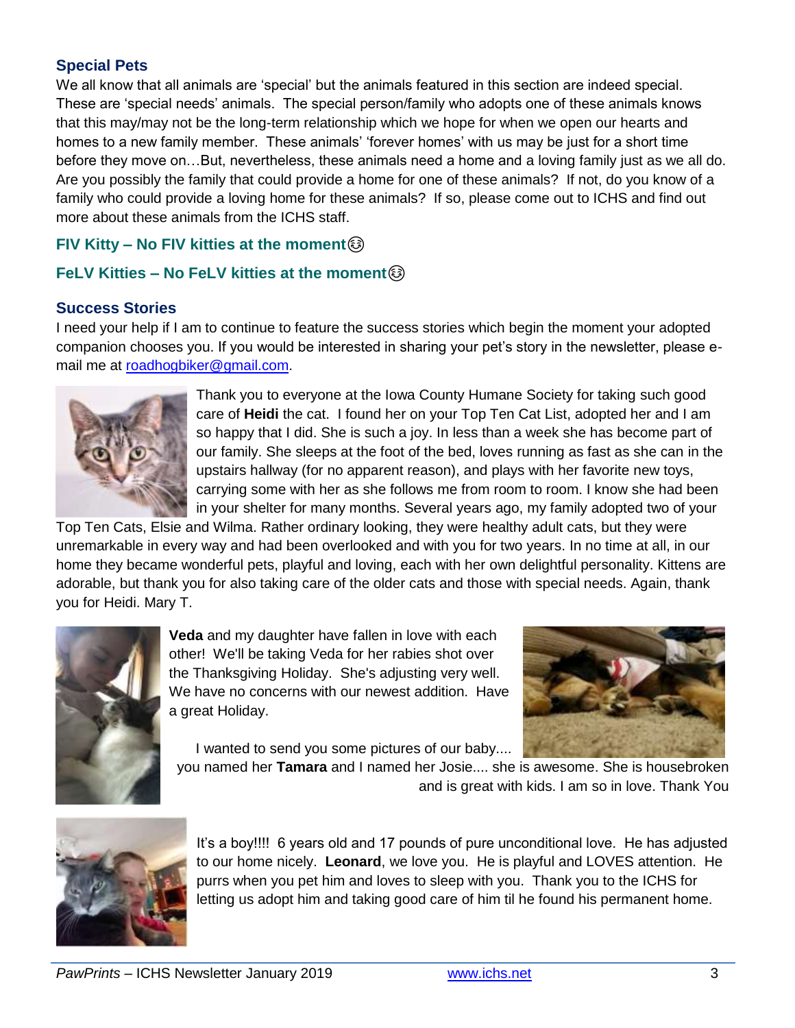## Special Pets

We all know that all animals are 'special' but the animals featured in this section are indeed special. These are 'special needs' animals. The special person/family who adopts one of these animals knows that this may/may not be the long-term relationship which we hope for when we open our hearts and homes to a new family member. These animals' 'forever homes' with us may be just for a short time before they move on…But, nevertheless, these animals need a home and a loving family just as we all do. Are you possibly the family that could provide a home for one of these animals? If not, do you know of a family who could provide a loving home for these animals? If so, please come out to ICHS and find out more about these animals from the ICHS staff.

### FIV Kitty – No FIV kitties at the moment😊

### FeLV Kitties – No FeLV kitties at the moment😊

## Success Stories

I need your help if I am to continue to feature the success stories which begin the moment your adopted companion chooses you. If you would be interested in sharing your pet's story in the newsletter, please e-mail me at roadhogbiker@gmail.com.

Thank you to everyone at the Iowa County Humane Society for taking such good care of **Heidi** the cat. I found her on your Top Ten Cat List, adopted her and I am so happy that I did. She is such a joy. In less than a week she has become part of our family. She sleeps at the foot of the bed, loves running as fast as she can in the upstairs hallway (for no apparent reason), and plays with her favorite new toys, carrying some with her as she follows me from room to room. I know she had been in your shelter for many months. Several years ago, my family adopted two of your Top Ten Cats, Elsie and Wilma. Rather ordinary looking, they were healthy adult cats, but they were unremarkable in every way and had been overlooked and with you for two years. In no time at all, in our home they became wonderful pets, playful and loving, each with her own delightful personality. Kittens are adorable, but thank you for also taking care of the older cats and those with special needs. Again, thank you for Heidi. Mary T.

**Veda** and my daughter have fallen in love with each other! We'll be taking Veda for her rabies shot over the Thanksgiving Holiday. She's adjusting very well. We have no concerns with our newest addition. Have a great Holiday.

I wanted to send you some pictures of our baby.... you named her **Tamara** and I named her Josie.... she is awesome. She is housebroken and is great with kids. I am so in love. Thank You

It's a boy!!!! 6 years old and 17 pounds of pure unconditional love. He has adjusted to our home nicely. **Leonard**, we love you. He is playful and LOVES attention. He purrs when you pet him and loves to sleep with you. Thank you to the ICHS for letting us adopt him and taking good care of him til he found his permanent home.